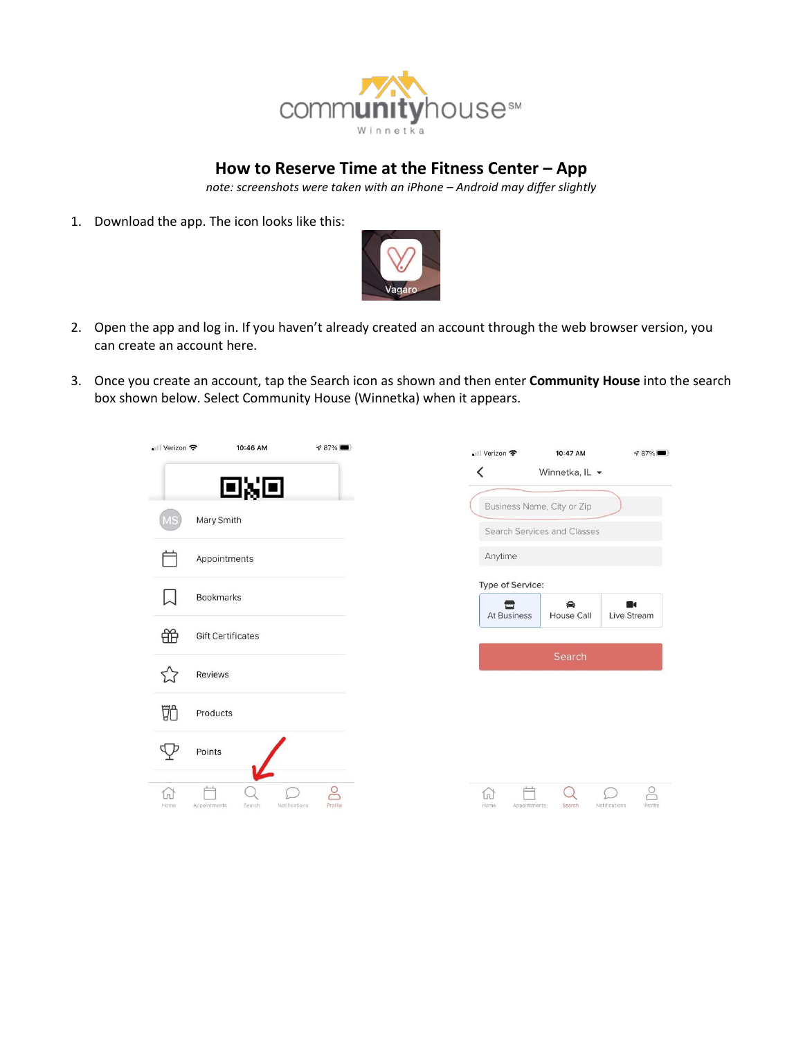# How to Reserve Time at the Fitness Center – App

*note: screenshots were taken with an iPhone – Android may differ slightly*

1. Download the app. The icon looks like this:

2. Open the app and log in. If you haven't already created an account through the web browser version, you can create an account here.

3. Once you create an account, tap the Search icon as shown and then enter **Community House** into the search box shown below. Select Community House (Winnetka) when it appears.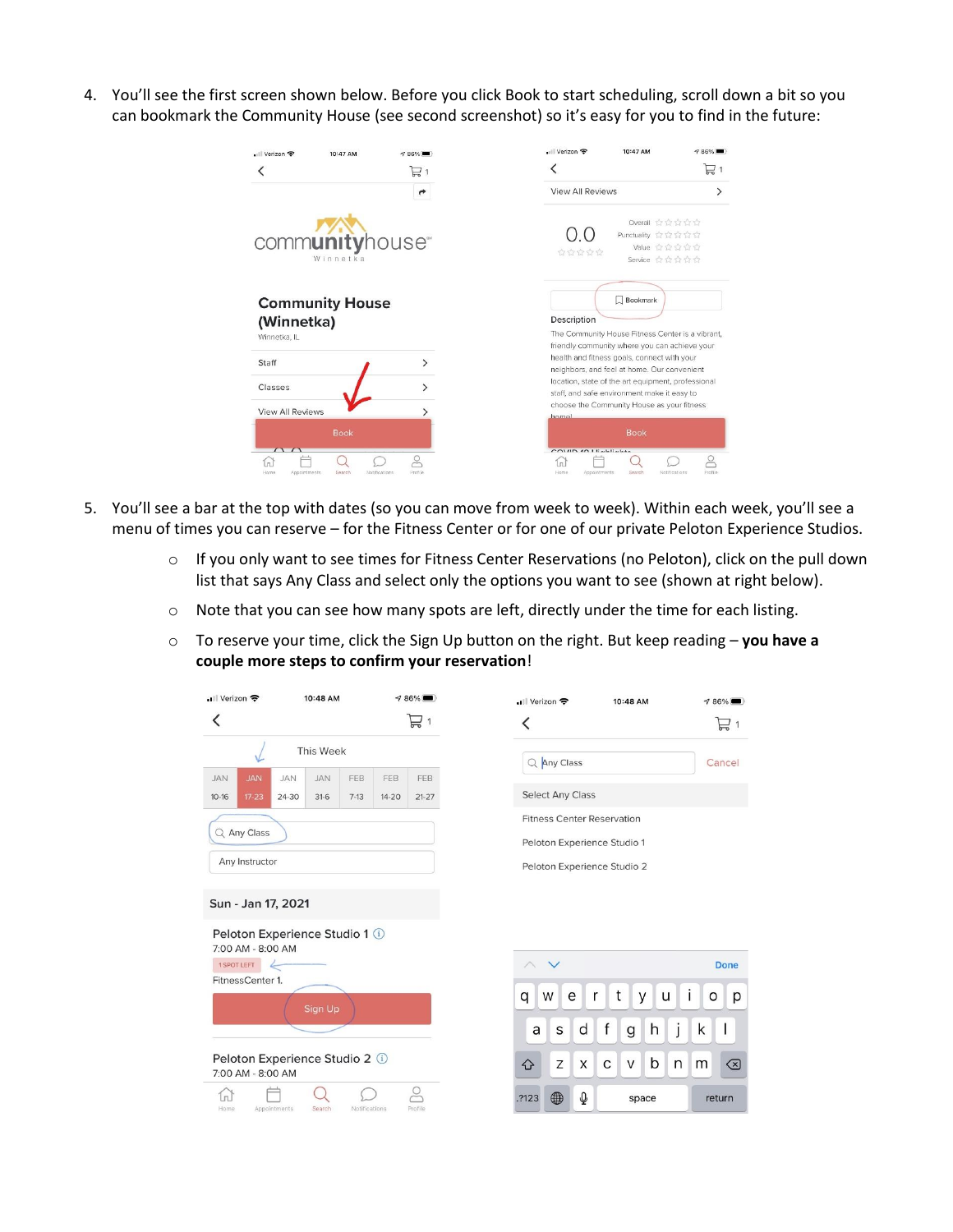4. You'll see the first screen shown below. Before you click Book to start scheduling, scroll down a bit so you can bookmark the Community House (see second screenshot) so it's easy for you to find in the future:

5. You'll see a bar at the top with dates (so you can move from week to week). Within each week, you'll see a menu of times you can reserve – for the Fitness Center or for one of our private Peloton Experience Studios.
   - If you only want to see times for Fitness Center Reservations (no Peloton), click on the pull down list that says Any Class and select only the options you want to see (shown at right below).
   - Note that you can see how many spots are left, directly under the time for each listing.
   - To reserve your time, click the Sign Up button on the right. But keep reading – **you have a couple more steps to confirm your reservation**!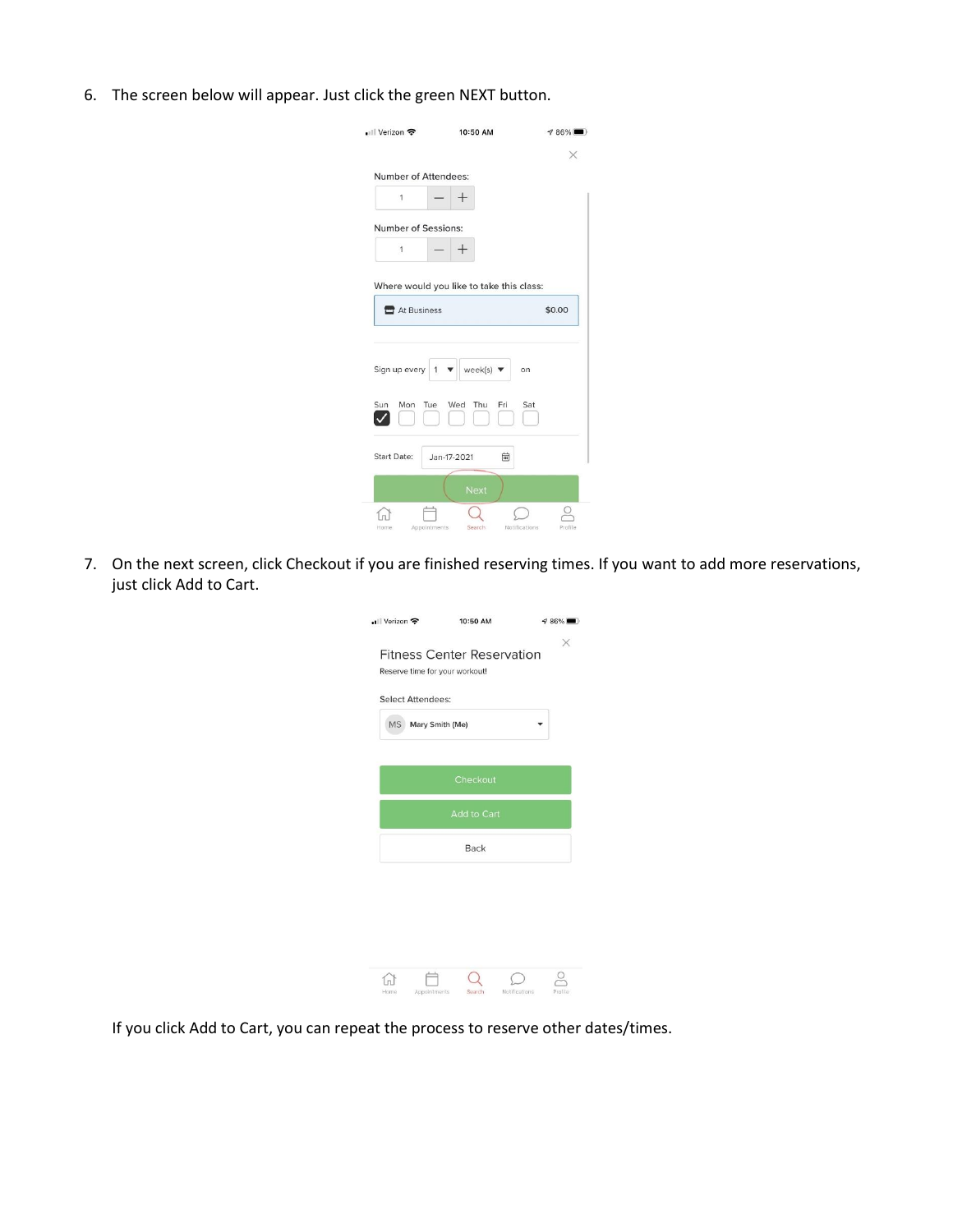6. The screen below will appear. Just click the green NEXT button.

7. On the next screen, click Checkout if you are finished reserving times. If you want to add more reservations, just click Add to Cart.

If you click Add to Cart, you can repeat the process to reserve other dates/times.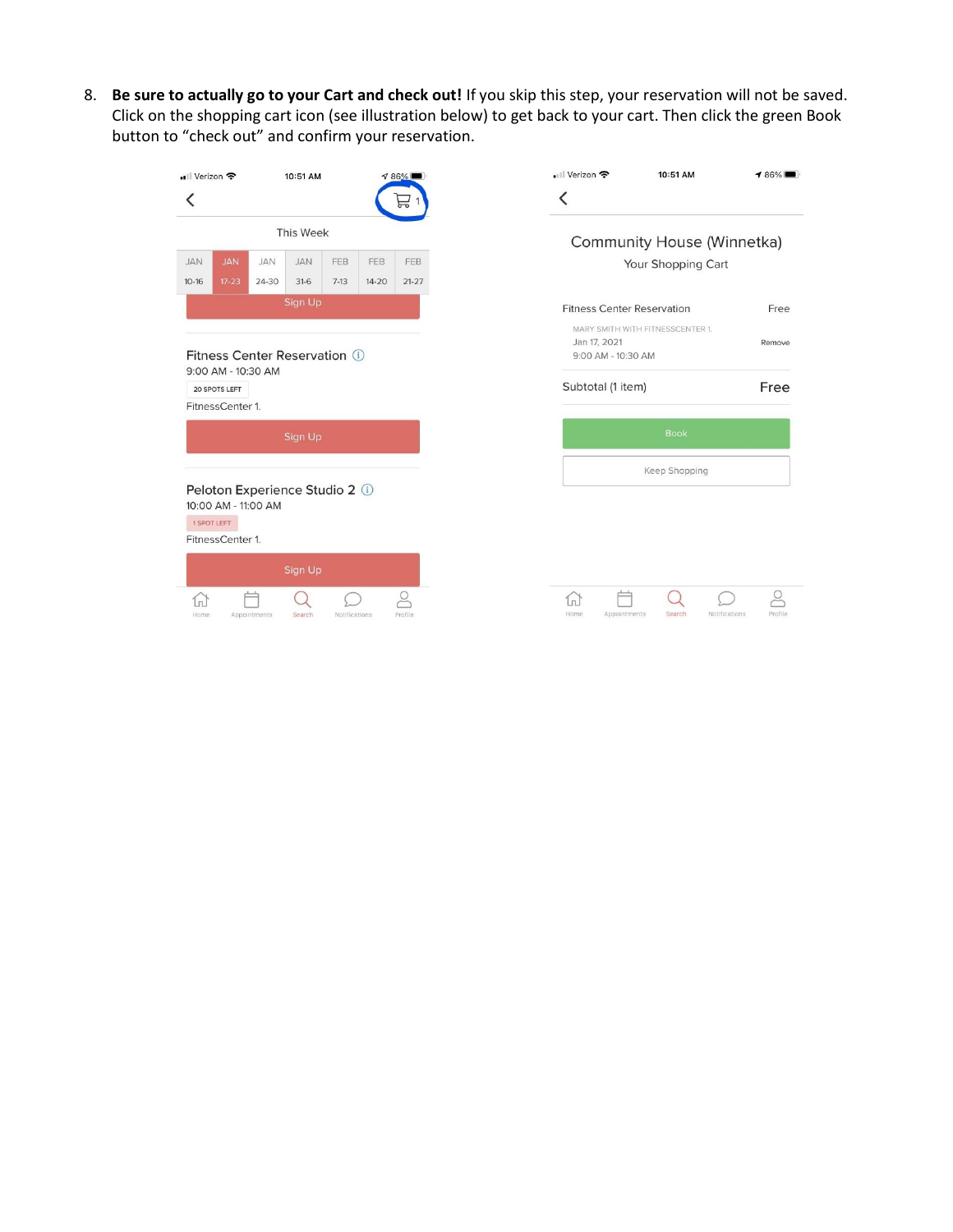8. **Be sure to actually go to your Cart and check out!** If you skip this step, your reservation will not be saved. Click on the shopping cart icon (see illustration below) to get back to your cart. Then click the green Book button to "check out" and confirm your reservation.